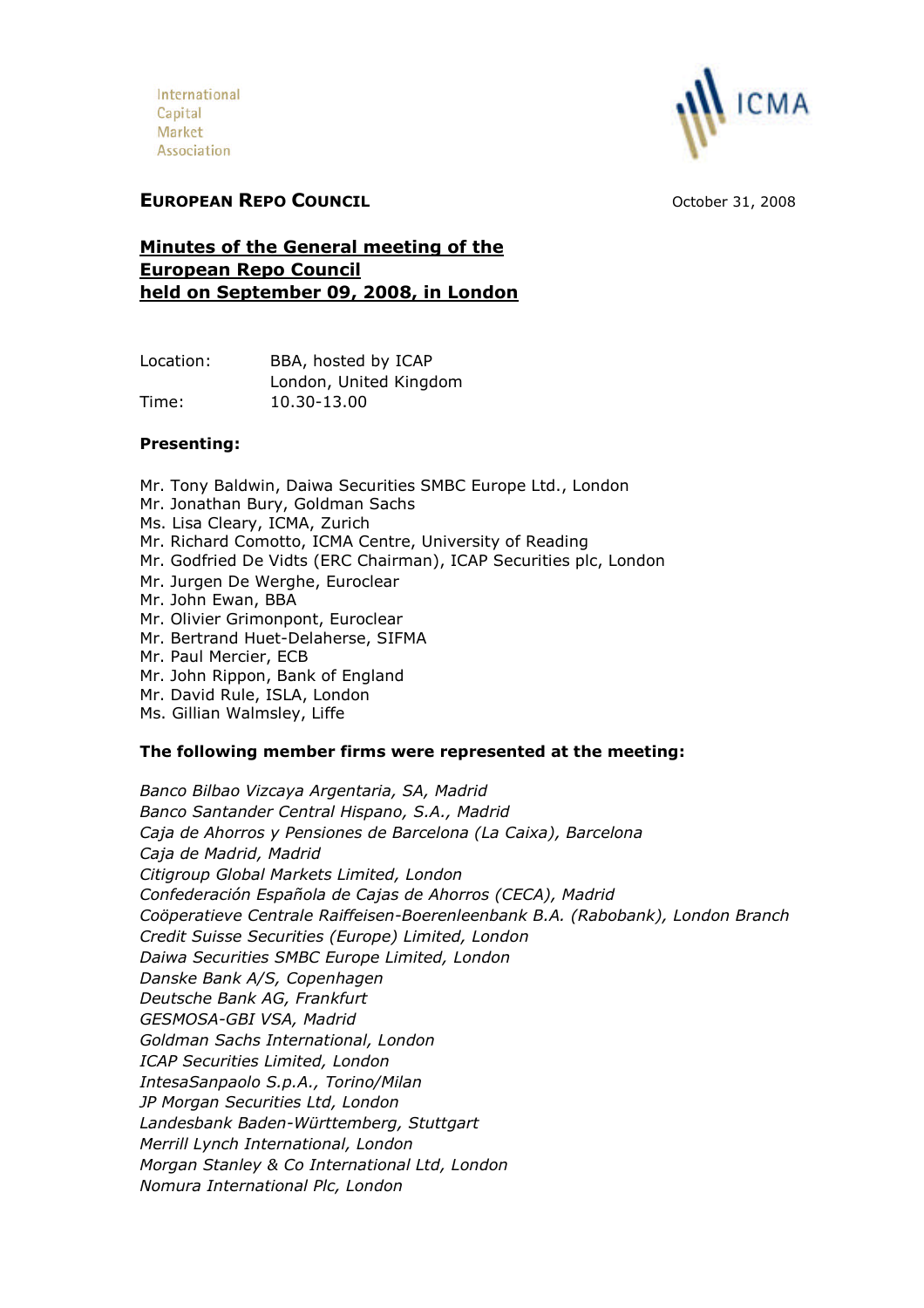International
Capital
Market
Association

ICMA

**EUROPEAN REPO COUNCIL**

October 31, 2008

# Minutes of the General meeting of the European Repo Council held on September 09, 2008, in London

| | |
|---|---|
| Location: | BBA, hosted by ICAP<br>London, United Kingdom |
| Time: | 10.30-13.00 |

**Presenting:**

Mr. Tony Baldwin, Daiwa Securities SMBC Europe Ltd., London
Mr. Jonathan Bury, Goldman Sachs
Ms. Lisa Cleary, ICMA, Zurich
Mr. Richard Comotto, ICMA Centre, University of Reading
Mr. Godfried De Vidts (ERC Chairman), ICAP Securities plc, London
Mr. Jurgen De Werghe, Euroclear
Mr. John Ewan, BBA
Mr. Olivier Grimonpont, Euroclear
Mr. Bertrand Huet-Delaherse, SIFMA
Mr. Paul Mercier, ECB
Mr. John Rippon, Bank of England
Mr. David Rule, ISLA, London
Ms. Gillian Walmsley, Liffe

**The following member firms were represented at the meeting:**

*Banco Bilbao Vizcaya Argentaria, SA, Madrid*
*Banco Santander Central Hispano, S.A., Madrid*
*Caja de Ahorros y Pensiones de Barcelona (La Caixa), Barcelona*
*Caja de Madrid, Madrid*
*Citigroup Global Markets Limited, London*
*Confederación Española de Cajas de Ahorros (CECA), Madrid*
*Coöperatieve Centrale Raiffeisen-Boerenleenbank B.A. (Rabobank), London Branch*
*Credit Suisse Securities (Europe) Limited, London*
*Daiwa Securities SMBC Europe Limited, London*
*Danske Bank A/S, Copenhagen*
*Deutsche Bank AG, Frankfurt*
*GESMOSA-GBI VSA, Madrid*
*Goldman Sachs International, London*
*ICAP Securities Limited, London*
*IntesaSanpaolo S.p.A., Torino/Milan*
*JP Morgan Securities Ltd, London*
*Landesbank Baden-Württemberg, Stuttgart*
*Merrill Lynch International, London*
*Morgan Stanley & Co International Ltd, London*
*Nomura International Plc, London*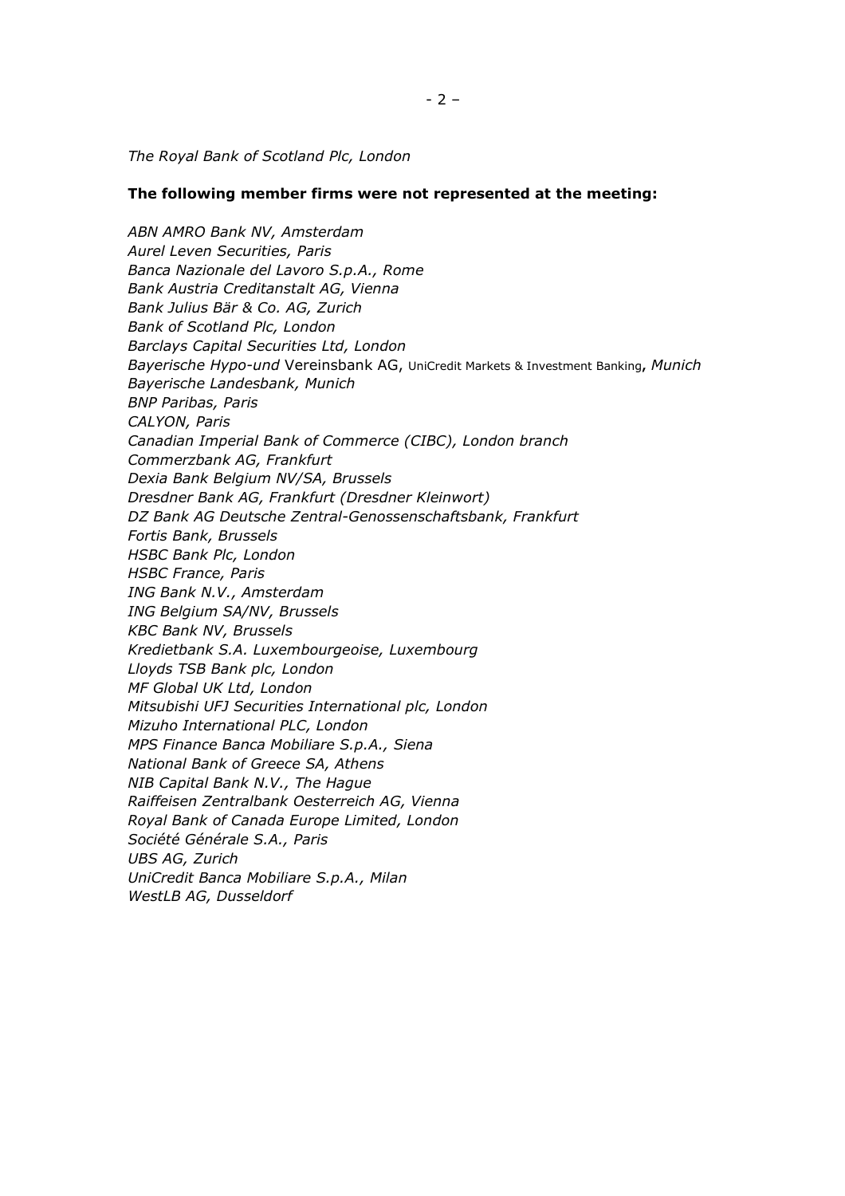*The Royal Bank of Scotland Plc, London*

**The following member firms were not represented at the meeting:**

*ABN AMRO Bank NV, Amsterdam*
*Aurel Leven Securities, Paris*
*Banca Nazionale del Lavoro S.p.A., Rome*
*Bank Austria Creditanstalt AG, Vienna*
*Bank Julius Bär & Co. AG, Zurich*
*Bank of Scotland Plc, London*
*Barclays Capital Securities Ltd, London*
*Bayerische Hypo-und* Vereinsbank AG, UniCredit Markets & Investment Banking**,** *Munich*
*Bayerische Landesbank, Munich*
*BNP Paribas, Paris*
*CALYON, Paris*
*Canadian Imperial Bank of Commerce (CIBC), London branch*
*Commerzbank AG, Frankfurt*
*Dexia Bank Belgium NV/SA, Brussels*
*Dresdner Bank AG, Frankfurt (Dresdner Kleinwort)*
*DZ Bank AG Deutsche Zentral-Genossenschaftsbank, Frankfurt*
*Fortis Bank, Brussels*
*HSBC Bank Plc, London*
*HSBC France, Paris*
*ING Bank N.V., Amsterdam*
*ING Belgium SA/NV, Brussels*
*KBC Bank NV, Brussels*
*Kredietbank S.A. Luxembourgeoise, Luxembourg*
*Lloyds TSB Bank plc, London*
*MF Global UK Ltd, London*
*Mitsubishi UFJ Securities International plc, London*
*Mizuho International PLC, London*
*MPS Finance Banca Mobiliare S.p.A., Siena*
*National Bank of Greece SA, Athens*
*NIB Capital Bank N.V., The Hague*
*Raiffeisen Zentralbank Oesterreich AG, Vienna*
*Royal Bank of Canada Europe Limited, London*
*Société Générale S.A., Paris*
*UBS AG, Zurich*
*UniCredit Banca Mobiliare S.p.A., Milan*
*WestLB AG, Dusseldorf*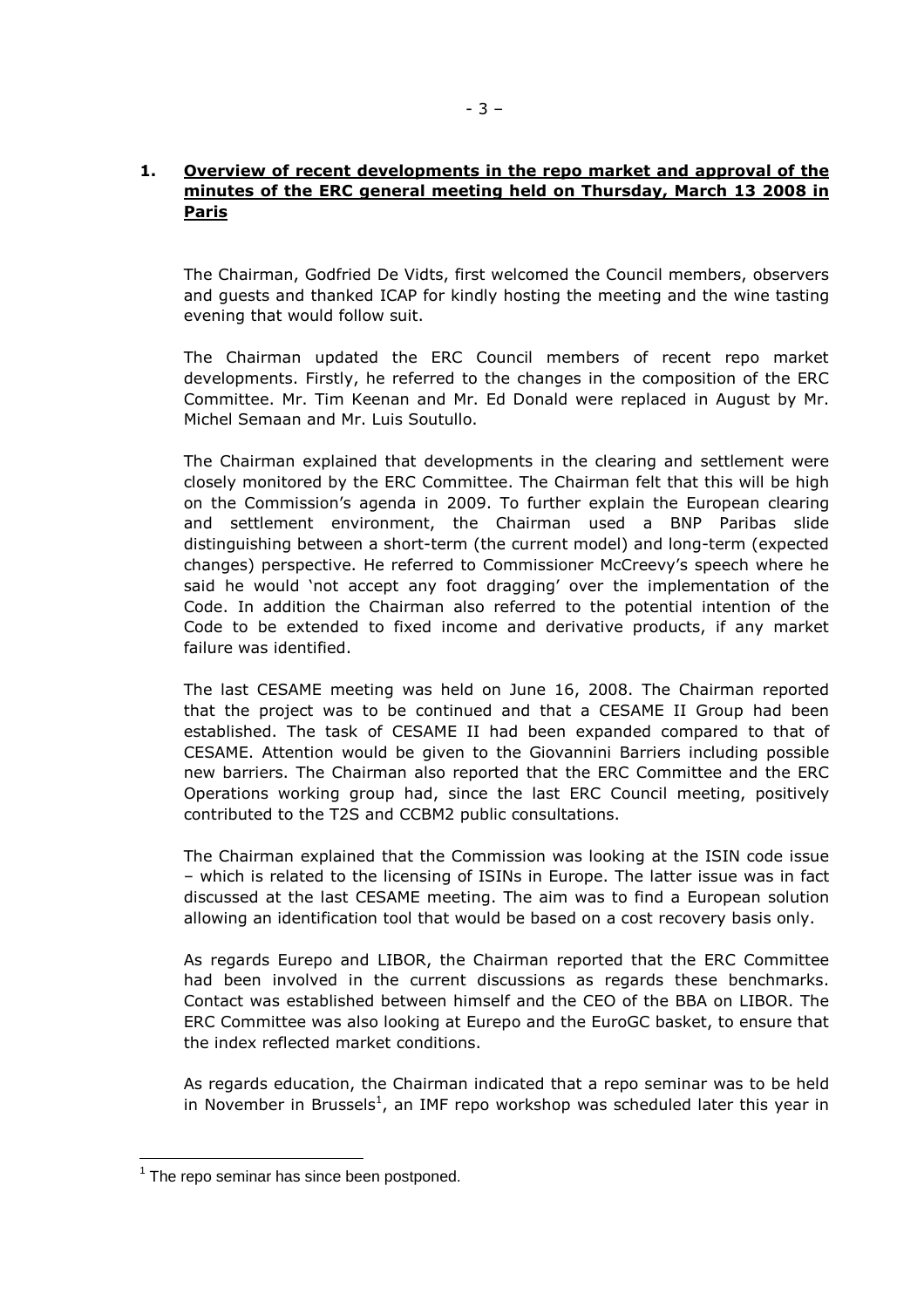## 1. Overview of recent developments in the repo market and approval of the minutes of the ERC general meeting held on Thursday, March 13 2008 in Paris

The Chairman, Godfried De Vidts, first welcomed the Council members, observers and guests and thanked ICAP for kindly hosting the meeting and the wine tasting evening that would follow suit.

The Chairman updated the ERC Council members of recent repo market developments. Firstly, he referred to the changes in the composition of the ERC Committee. Mr. Tim Keenan and Mr. Ed Donald were replaced in August by Mr. Michel Semaan and Mr. Luis Soutullo.

The Chairman explained that developments in the clearing and settlement were closely monitored by the ERC Committee. The Chairman felt that this will be high on the Commission's agenda in 2009. To further explain the European clearing and settlement environment, the Chairman used a BNP Paribas slide distinguishing between a short-term (the current model) and long-term (expected changes) perspective. He referred to Commissioner McCreevy's speech where he said he would 'not accept any foot dragging' over the implementation of the Code. In addition the Chairman also referred to the potential intention of the Code to be extended to fixed income and derivative products, if any market failure was identified.

The last CESAME meeting was held on June 16, 2008. The Chairman reported that the project was to be continued and that a CESAME II Group had been established. The task of CESAME II had been expanded compared to that of CESAME. Attention would be given to the Giovannini Barriers including possible new barriers. The Chairman also reported that the ERC Committee and the ERC Operations working group had, since the last ERC Council meeting, positively contributed to the T2S and CCBM2 public consultations.

The Chairman explained that the Commission was looking at the ISIN code issue – which is related to the licensing of ISINs in Europe. The latter issue was in fact discussed at the last CESAME meeting. The aim was to find a European solution allowing an identification tool that would be based on a cost recovery basis only.

As regards Eurepo and LIBOR, the Chairman reported that the ERC Committee had been involved in the current discussions as regards these benchmarks. Contact was established between himself and the CEO of the BBA on LIBOR. The ERC Committee was also looking at Eurepo and the EuroGC basket, to ensure that the index reflected market conditions.

As regards education, the Chairman indicated that a repo seminar was to be held in November in Brussels[1], an IMF repo workshop was scheduled later this year in

[1] The repo seminar has since been postponed.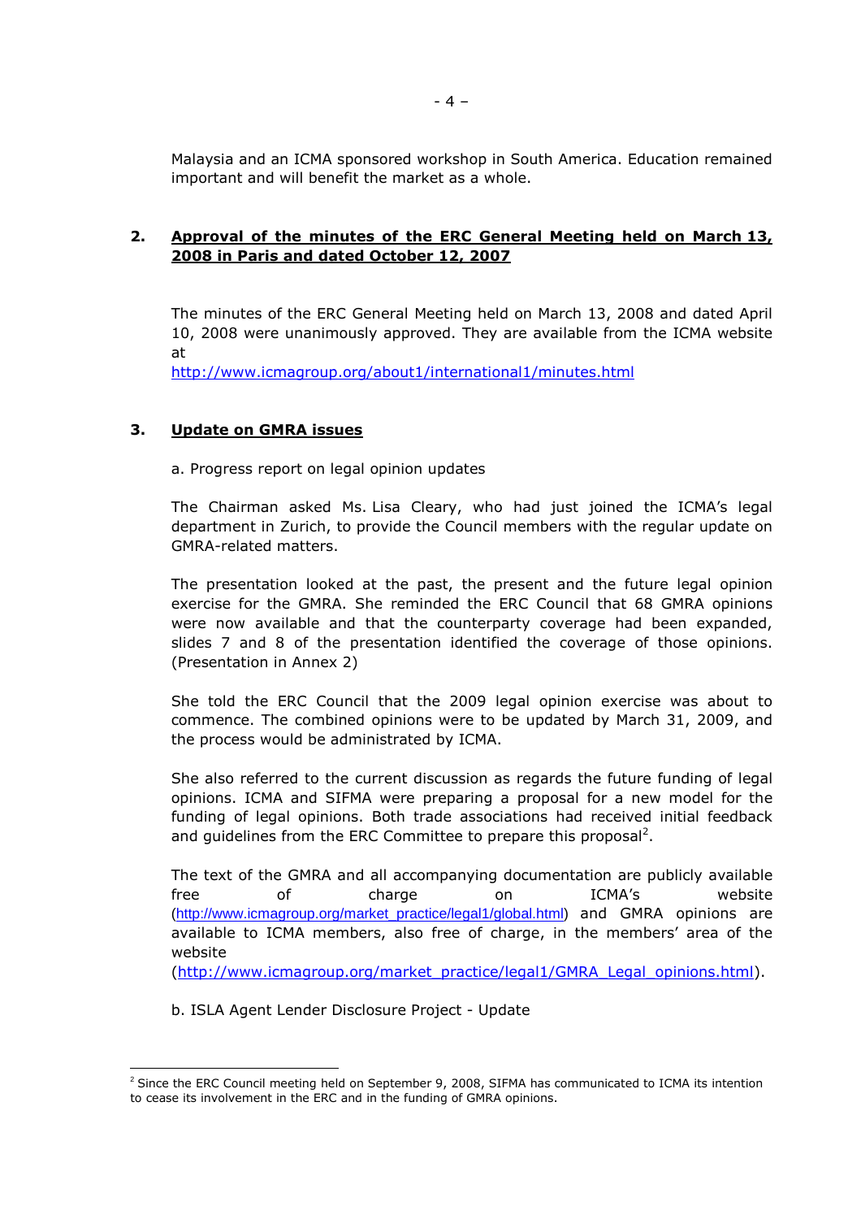Malaysia and an ICMA sponsored workshop in South America. Education remained important and will benefit the market as a whole.

## 2. Approval of the minutes of the ERC General Meeting held on March 13, 2008 in Paris and dated October 12, 2007

The minutes of the ERC General Meeting held on March 13, 2008 and dated April 10, 2008 were unanimously approved. They are available from the ICMA website at
http://www.icmagroup.org/about1/international1/minutes.html

## 3. Update on GMRA issues

a. Progress report on legal opinion updates

The Chairman asked Ms. Lisa Cleary, who had just joined the ICMA's legal department in Zurich, to provide the Council members with the regular update on GMRA-related matters.

The presentation looked at the past, the present and the future legal opinion exercise for the GMRA. She reminded the ERC Council that 68 GMRA opinions were now available and that the counterparty coverage had been expanded, slides 7 and 8 of the presentation identified the coverage of those opinions. (Presentation in Annex 2)

She told the ERC Council that the 2009 legal opinion exercise was about to commence. The combined opinions were to be updated by March 31, 2009, and the process would be administrated by ICMA.

She also referred to the current discussion as regards the future funding of legal opinions. ICMA and SIFMA were preparing a proposal for a new model for the funding of legal opinions. Both trade associations had received initial feedback and guidelines from the ERC Committee to prepare this proposal[2].

The text of the GMRA and all accompanying documentation are publicly available free of charge on ICMA's website (http://www.icmagroup.org/market_practice/legal1/global.html) and GMRA opinions are available to ICMA members, also free of charge, in the members' area of the website
(http://www.icmagroup.org/market_practice/legal1/GMRA_Legal_opinions.html).

b. ISLA Agent Lender Disclosure Project - Update

---

[2] Since the ERC Council meeting held on September 9, 2008, SIFMA has communicated to ICMA its intention to cease its involvement in the ERC and in the funding of GMRA opinions.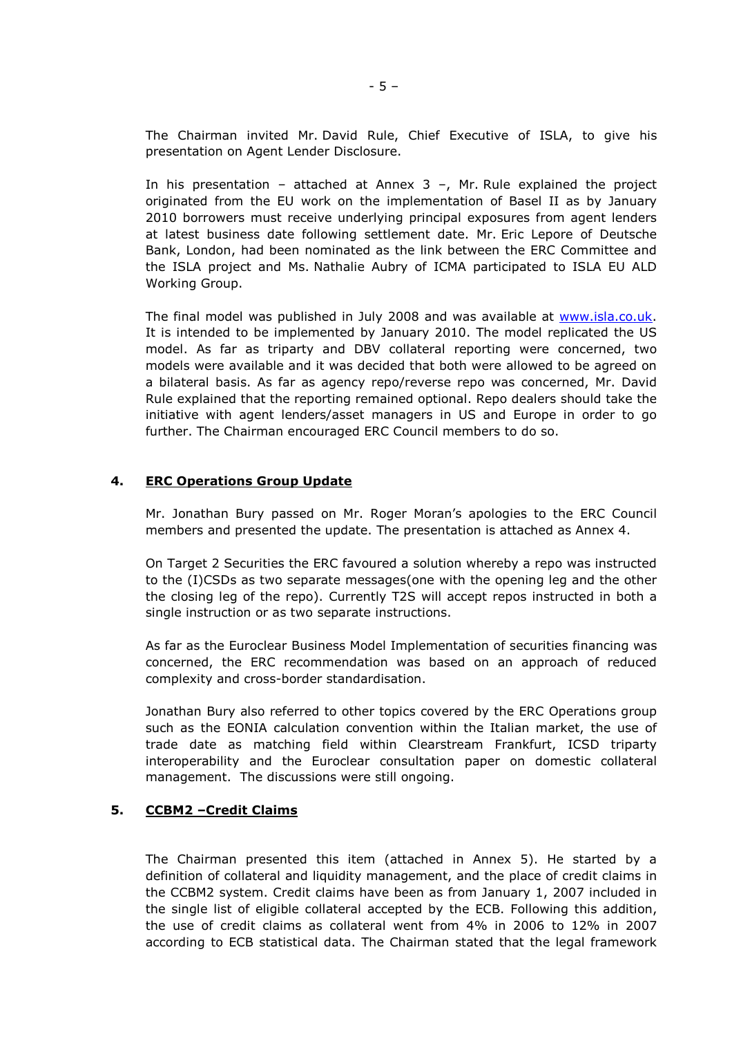The Chairman invited Mr. David Rule, Chief Executive of ISLA, to give his presentation on Agent Lender Disclosure.

In his presentation – attached at Annex 3 –, Mr. Rule explained the project originated from the EU work on the implementation of Basel II as by January 2010 borrowers must receive underlying principal exposures from agent lenders at latest business date following settlement date. Mr. Eric Lepore of Deutsche Bank, London, had been nominated as the link between the ERC Committee and the ISLA project and Ms. Nathalie Aubry of ICMA participated to ISLA EU ALD Working Group.

The final model was published in July 2008 and was available at [www.isla.co.uk](http://www.isla.co.uk). It is intended to be implemented by January 2010. The model replicated the US model. As far as triparty and DBV collateral reporting were concerned, two models were available and it was decided that both were allowed to be agreed on a bilateral basis. As far as agency repo/reverse repo was concerned, Mr. David Rule explained that the reporting remained optional. Repo dealers should take the initiative with agent lenders/asset managers in US and Europe in order to go further. The Chairman encouraged ERC Council members to do so.

## 4. ERC Operations Group Update

Mr. Jonathan Bury passed on Mr. Roger Moran's apologies to the ERC Council members and presented the update. The presentation is attached as Annex 4.

On Target 2 Securities the ERC favoured a solution whereby a repo was instructed to the (I)CSDs as two separate messages(one with the opening leg and the other the closing leg of the repo). Currently T2S will accept repos instructed in both a single instruction or as two separate instructions.

As far as the Euroclear Business Model Implementation of securities financing was concerned, the ERC recommendation was based on an approach of reduced complexity and cross-border standardisation.

Jonathan Bury also referred to other topics covered by the ERC Operations group such as the EONIA calculation convention within the Italian market, the use of trade date as matching field within Clearstream Frankfurt, ICSD triparty interoperability and the Euroclear consultation paper on domestic collateral management. The discussions were still ongoing.

## 5. CCBM2 –Credit Claims

The Chairman presented this item (attached in Annex 5). He started by a definition of collateral and liquidity management, and the place of credit claims in the CCBM2 system. Credit claims have been as from January 1, 2007 included in the single list of eligible collateral accepted by the ECB. Following this addition, the use of credit claims as collateral went from 4% in 2006 to 12% in 2007 according to ECB statistical data. The Chairman stated that the legal framework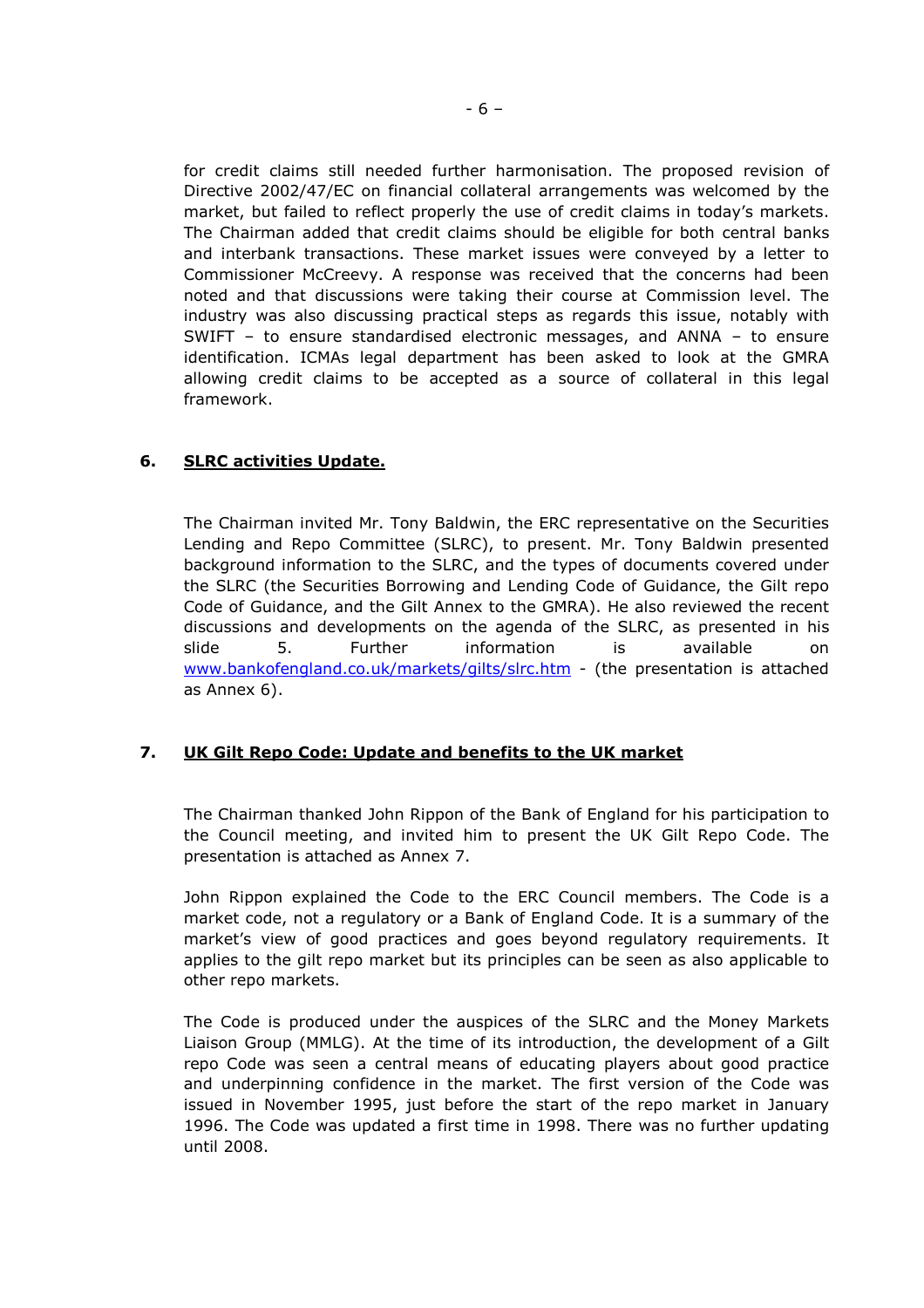for credit claims still needed further harmonisation. The proposed revision of Directive 2002/47/EC on financial collateral arrangements was welcomed by the market, but failed to reflect properly the use of credit claims in today's markets. The Chairman added that credit claims should be eligible for both central banks and interbank transactions. These market issues were conveyed by a letter to Commissioner McCreevy. A response was received that the concerns had been noted and that discussions were taking their course at Commission level. The industry was also discussing practical steps as regards this issue, notably with SWIFT – to ensure standardised electronic messages, and ANNA – to ensure identification. ICMAs legal department has been asked to look at the GMRA allowing credit claims to be accepted as a source of collateral in this legal framework.

## 6. SLRC activities Update.

The Chairman invited Mr. Tony Baldwin, the ERC representative on the Securities Lending and Repo Committee (SLRC), to present. Mr. Tony Baldwin presented background information to the SLRC, and the types of documents covered under the SLRC (the Securities Borrowing and Lending Code of Guidance, the Gilt repo Code of Guidance, and the Gilt Annex to the GMRA). He also reviewed the recent discussions and developments on the agenda of the SLRC, as presented in his slide 5. Further information is available on www.bankofengland.co.uk/markets/gilts/slrc.htm - (the presentation is attached as Annex 6).

## 7. UK Gilt Repo Code: Update and benefits to the UK market

The Chairman thanked John Rippon of the Bank of England for his participation to the Council meeting, and invited him to present the UK Gilt Repo Code. The presentation is attached as Annex 7.

John Rippon explained the Code to the ERC Council members. The Code is a market code, not a regulatory or a Bank of England Code. It is a summary of the market's view of good practices and goes beyond regulatory requirements. It applies to the gilt repo market but its principles can be seen as also applicable to other repo markets.

The Code is produced under the auspices of the SLRC and the Money Markets Liaison Group (MMLG). At the time of its introduction, the development of a Gilt repo Code was seen a central means of educating players about good practice and underpinning confidence in the market. The first version of the Code was issued in November 1995, just before the start of the repo market in January 1996. The Code was updated a first time in 1998. There was no further updating until 2008.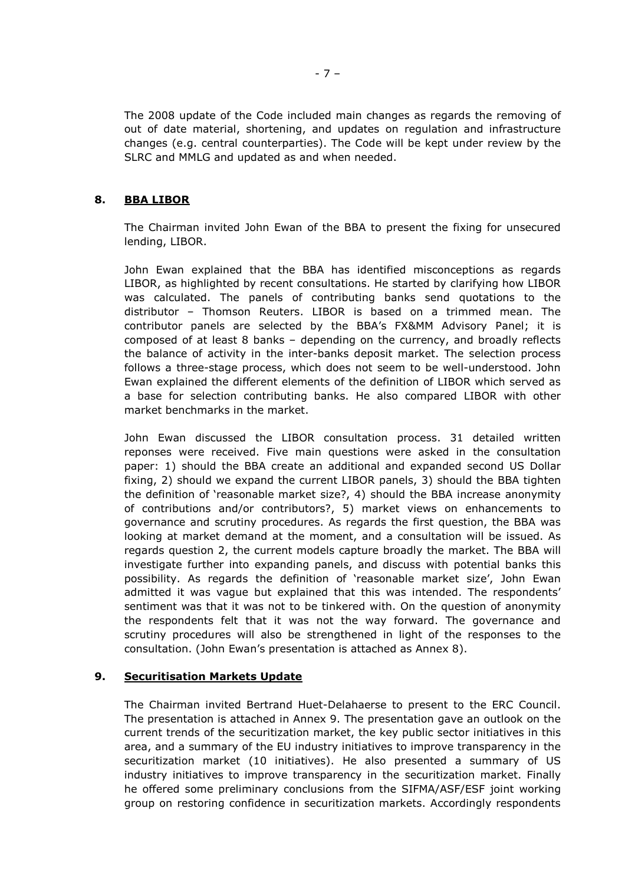The 2008 update of the Code included main changes as regards the removing of out of date material, shortening, and updates on regulation and infrastructure changes (e.g. central counterparties). The Code will be kept under review by the SLRC and MMLG and updated as and when needed.

## 8. BBA LIBOR

The Chairman invited John Ewan of the BBA to present the fixing for unsecured lending, LIBOR.

John Ewan explained that the BBA has identified misconceptions as regards LIBOR, as highlighted by recent consultations. He started by clarifying how LIBOR was calculated. The panels of contributing banks send quotations to the distributor – Thomson Reuters. LIBOR is based on a trimmed mean. The contributor panels are selected by the BBA's FX&MM Advisory Panel; it is composed of at least 8 banks – depending on the currency, and broadly reflects the balance of activity in the inter-banks deposit market. The selection process follows a three-stage process, which does not seem to be well-understood. John Ewan explained the different elements of the definition of LIBOR which served as a base for selection contributing banks. He also compared LIBOR with other market benchmarks in the market.

John Ewan discussed the LIBOR consultation process. 31 detailed written reponses were received. Five main questions were asked in the consultation paper: 1) should the BBA create an additional and expanded second US Dollar fixing, 2) should we expand the current LIBOR panels, 3) should the BBA tighten the definition of 'reasonable market size?, 4) should the BBA increase anonymity of contributions and/or contributors?, 5) market views on enhancements to governance and scrutiny procedures. As regards the first question, the BBA was looking at market demand at the moment, and a consultation will be issued. As regards question 2, the current models capture broadly the market. The BBA will investigate further into expanding panels, and discuss with potential banks this possibility. As regards the definition of 'reasonable market size', John Ewan admitted it was vague but explained that this was intended. The respondents' sentiment was that it was not to be tinkered with. On the question of anonymity the respondents felt that it was not the way forward. The governance and scrutiny procedures will also be strengthened in light of the responses to the consultation. (John Ewan's presentation is attached as Annex 8).

## 9. Securitisation Markets Update

The Chairman invited Bertrand Huet-Delahaerse to present to the ERC Council. The presentation is attached in Annex 9. The presentation gave an outlook on the current trends of the securitization market, the key public sector initiatives in this area, and a summary of the EU industry initiatives to improve transparency in the securitization market (10 initiatives). He also presented a summary of US industry initiatives to improve transparency in the securitization market. Finally he offered some preliminary conclusions from the SIFMA/ASF/ESF joint working group on restoring confidence in securitization markets. Accordingly respondents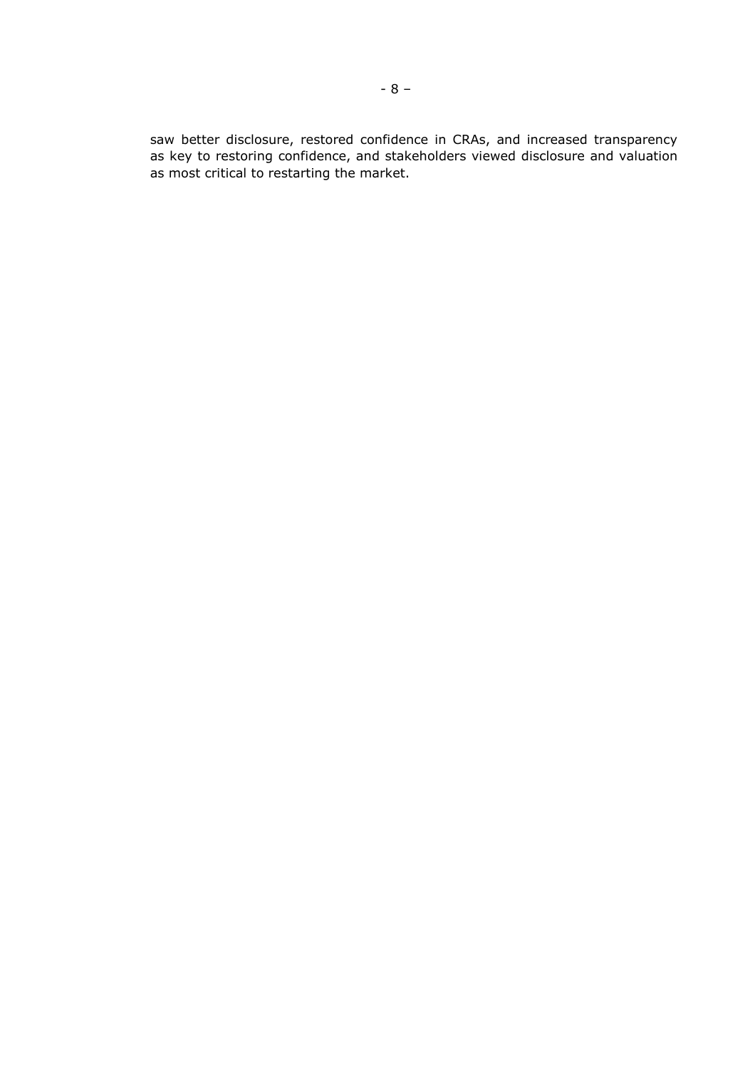saw better disclosure, restored confidence in CRAs, and increased transparency as key to restoring confidence, and stakeholders viewed disclosure and valuation as most critical to restarting the market.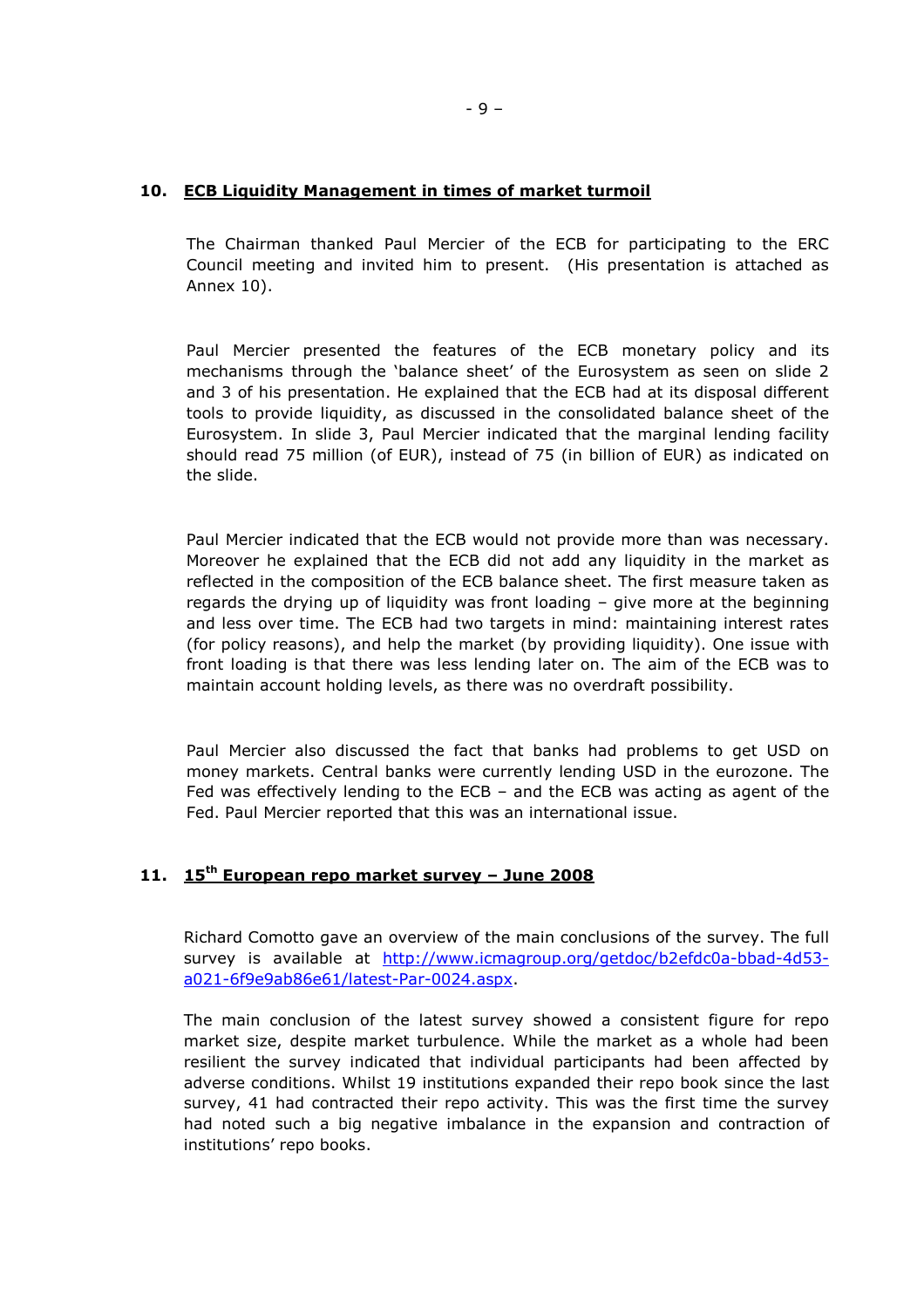## 10. ECB Liquidity Management in times of market turmoil

The Chairman thanked Paul Mercier of the ECB for participating to the ERC Council meeting and invited him to present. (His presentation is attached as Annex 10).

Paul Mercier presented the features of the ECB monetary policy and its mechanisms through the 'balance sheet' of the Eurosystem as seen on slide 2 and 3 of his presentation. He explained that the ECB had at its disposal different tools to provide liquidity, as discussed in the consolidated balance sheet of the Eurosystem. In slide 3, Paul Mercier indicated that the marginal lending facility should read 75 million (of EUR), instead of 75 (in billion of EUR) as indicated on the slide.

Paul Mercier indicated that the ECB would not provide more than was necessary. Moreover he explained that the ECB did not add any liquidity in the market as reflected in the composition of the ECB balance sheet. The first measure taken as regards the drying up of liquidity was front loading – give more at the beginning and less over time. The ECB had two targets in mind: maintaining interest rates (for policy reasons), and help the market (by providing liquidity). One issue with front loading is that there was less lending later on. The aim of the ECB was to maintain account holding levels, as there was no overdraft possibility.

Paul Mercier also discussed the fact that banks had problems to get USD on money markets. Central banks were currently lending USD in the eurozone. The Fed was effectively lending to the ECB – and the ECB was acting as agent of the Fed. Paul Mercier reported that this was an international issue.

## 11. 15th European repo market survey – June 2008

Richard Comotto gave an overview of the main conclusions of the survey. The full survey is available at http://www.icmagroup.org/getdoc/b2efdc0a-bbad-4d53-a021-6f9e9ab86e61/latest-Par-0024.aspx.

The main conclusion of the latest survey showed a consistent figure for repo market size, despite market turbulence. While the market as a whole had been resilient the survey indicated that individual participants had been affected by adverse conditions. Whilst 19 institutions expanded their repo book since the last survey, 41 had contracted their repo activity. This was the first time the survey had noted such a big negative imbalance in the expansion and contraction of institutions' repo books.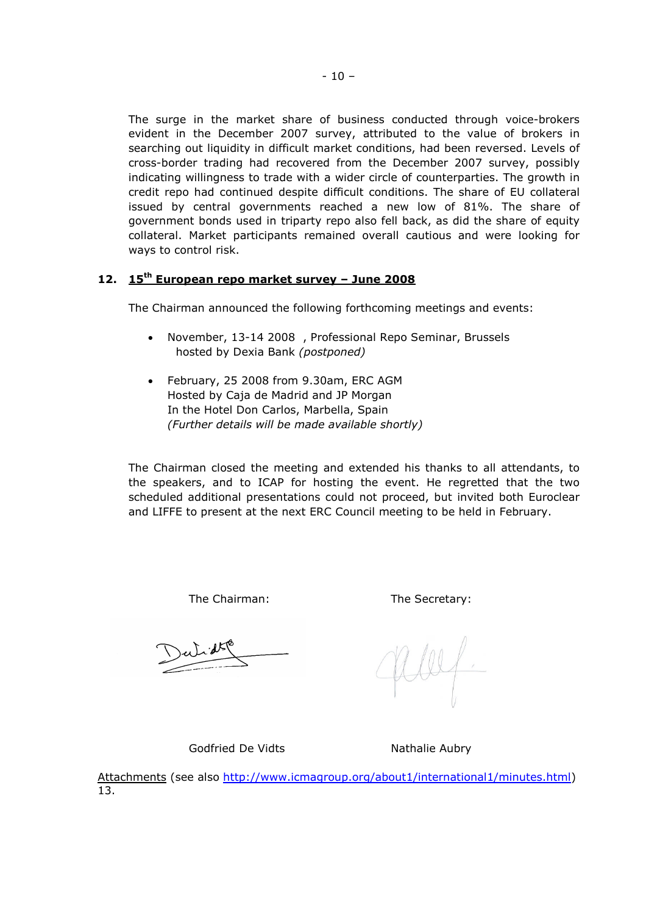The surge in the market share of business conducted through voice-brokers evident in the December 2007 survey, attributed to the value of brokers in searching out liquidity in difficult market conditions, had been reversed. Levels of cross-border trading had recovered from the December 2007 survey, possibly indicating willingness to trade with a wider circle of counterparties. The growth in credit repo had continued despite difficult conditions. The share of EU collateral issued by central governments reached a new low of 81%. The share of government bonds used in triparty repo also fell back, as did the share of equity collateral. Market participants remained overall cautious and were looking for ways to control risk.

## 12. 15th European repo market survey – June 2008

The Chairman announced the following forthcoming meetings and events:

- November, 13-14 2008 , Professional Repo Seminar, Brussels hosted by Dexia Bank *(postponed)*

- February, 25 2008 from 9.30am, ERC AGM
  Hosted by Caja de Madrid and JP Morgan
  In the Hotel Don Carlos, Marbella, Spain
  *(Further details will be made available shortly)*

The Chairman closed the meeting and extended his thanks to all attendants, to the speakers, and to ICAP for hosting the event. He regretted that the two scheduled additional presentations could not proceed, but invited both Euroclear and LIFFE to present at the next ERC Council meeting to be held in February.

The Chairman: The Secretary:

Godfried De Vidts Nathalie Aubry

Attachments (see also http://www.icmagroup.org/about1/international1/minutes.html)
13.